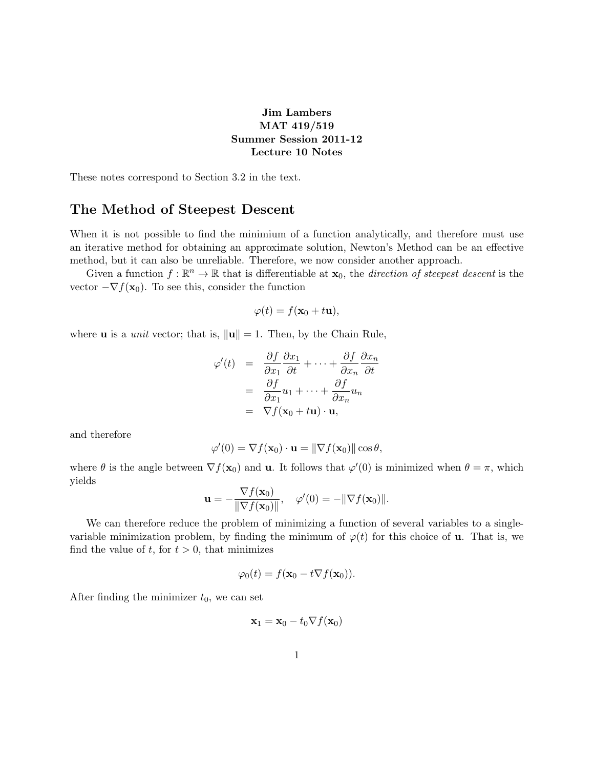**Jim Lambers**
**MAT 419/519**
**Summer Session 2011-12**
**Lecture 10 Notes**

These notes correspond to Section 3.2 in the text.

## The Method of Steepest Descent

When it is not possible to find the minimium of a function analytically, and therefore must use an iterative method for obtaining an approximate solution, Newton's Method can be an effective method, but it can also be unreliable. Therefore, we now consider another approach.

Given a function $f : \mathbb{R}^n \to \mathbb{R}$ that is differentiable at $\mathbf{x}_0$, the *direction of steepest descent* is the vector $-\nabla f(\mathbf{x}_0)$. To see this, consider the function

$$\varphi(t) = f(\mathbf{x}_0 + t\mathbf{u}),$$

where $\mathbf{u}$ is a *unit* vector; that is, $\|\mathbf{u}\| = 1$. Then, by the Chain Rule,

$$\begin{aligned}
\varphi'(t) &= \frac{\partial f}{\partial x_1}\frac{\partial x_1}{\partial t} + \cdots + \frac{\partial f}{\partial x_n}\frac{\partial x_n}{\partial t} \\
&= \frac{\partial f}{\partial x_1}u_1 + \cdots + \frac{\partial f}{\partial x_n}u_n \\
&= \nabla f(\mathbf{x}_0 + t\mathbf{u}) \cdot \mathbf{u},
\end{aligned}$$

and therefore

$$\varphi'(0) = \nabla f(\mathbf{x}_0) \cdot \mathbf{u} = \|\nabla f(\mathbf{x}_0)\| \cos\theta,$$

where $\theta$ is the angle between $\nabla f(\mathbf{x}_0)$ and $\mathbf{u}$. It follows that $\varphi'(0)$ is minimized when $\theta = \pi$, which yields

$$\mathbf{u} = -\frac{\nabla f(\mathbf{x}_0)}{\|\nabla f(\mathbf{x}_0)\|}, \quad \varphi'(0) = -\|\nabla f(\mathbf{x}_0)\|.$$

We can therefore reduce the problem of minimizing a function of several variables to a single-variable minimization problem, by finding the minimum of $\varphi(t)$ for this choice of $\mathbf{u}$. That is, we find the value of $t$, for $t > 0$, that minimizes

$$\varphi_0(t) = f(\mathbf{x}_0 - t\nabla f(\mathbf{x}_0)).$$

After finding the minimizer $t_0$, we can set

$$\mathbf{x}_1 = \mathbf{x}_0 - t_0\nabla f(\mathbf{x}_0)$$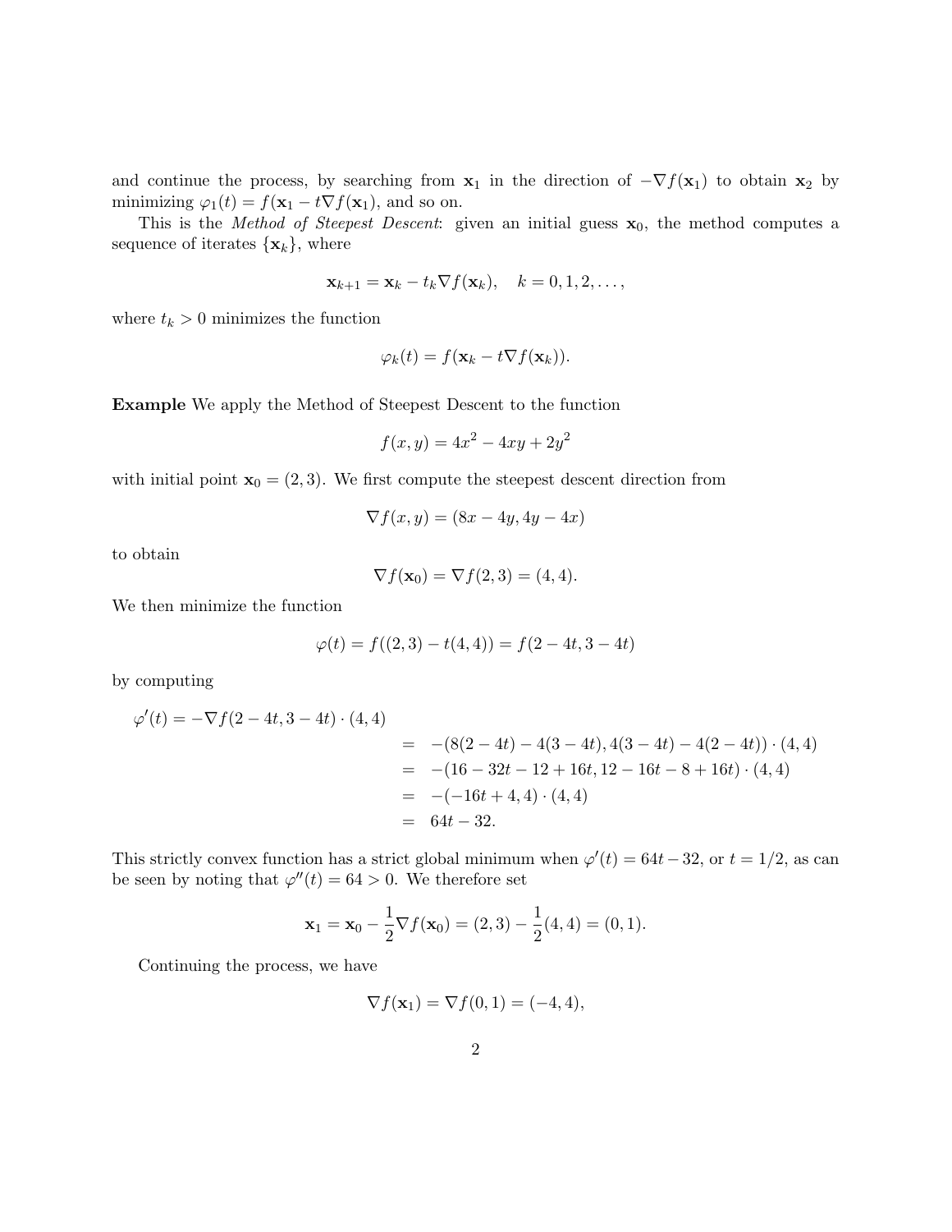and continue the process, by searching from $\mathbf{x}_1$ in the direction of $-\nabla f(\mathbf{x}_1)$ to obtain $\mathbf{x}_2$ by minimizing $\varphi_1(t) = f(\mathbf{x}_1 - t\nabla f(\mathbf{x}_1))$, and so on.

This is the *Method of Steepest Descent*: given an initial guess $\mathbf{x}_0$, the method computes a sequence of iterates $\{\mathbf{x}_k\}$, where

$$\mathbf{x}_{k+1} = \mathbf{x}_k - t_k \nabla f(\mathbf{x}_k), \quad k = 0, 1, 2, \ldots,$$

where $t_k > 0$ minimizes the function

$$\varphi_k(t) = f(\mathbf{x}_k - t\nabla f(\mathbf{x}_k)).$$

**Example** We apply the Method of Steepest Descent to the function

$$f(x, y) = 4x^2 - 4xy + 2y^2$$

with initial point $\mathbf{x}_0 = (2, 3)$. We first compute the steepest descent direction from

$$\nabla f(x, y) = (8x - 4y, 4y - 4x)$$

to obtain

$$\nabla f(\mathbf{x}_0) = \nabla f(2, 3) = (4, 4).$$

We then minimize the function

$$\varphi(t) = f((2, 3) - t(4, 4)) = f(2 - 4t, 3 - 4t)$$

by computing

$$\begin{aligned}
\varphi'(t) = -\nabla f(2 - 4t, 3 - 4t) \cdot (4, 4) & \\
&= -(8(2 - 4t) - 4(3 - 4t), 4(3 - 4t) - 4(2 - 4t)) \cdot (4, 4) \\
&= -(16 - 32t - 12 + 16t, 12 - 16t - 8 + 16t) \cdot (4, 4) \\
&= -(-16t + 4, 4) \cdot (4, 4) \\
&= 64t - 32.
\end{aligned}$$

This strictly convex function has a strict global minimum when $\varphi'(t) = 64t - 32$, or $t = 1/2$, as can be seen by noting that $\varphi''(t) = 64 > 0$. We therefore set

$$\mathbf{x}_1 = \mathbf{x}_0 - \frac{1}{2}\nabla f(\mathbf{x}_0) = (2, 3) - \frac{1}{2}(4, 4) = (0, 1).$$

Continuing the process, we have

$$\nabla f(\mathbf{x}_1) = \nabla f(0, 1) = (-4, 4),$$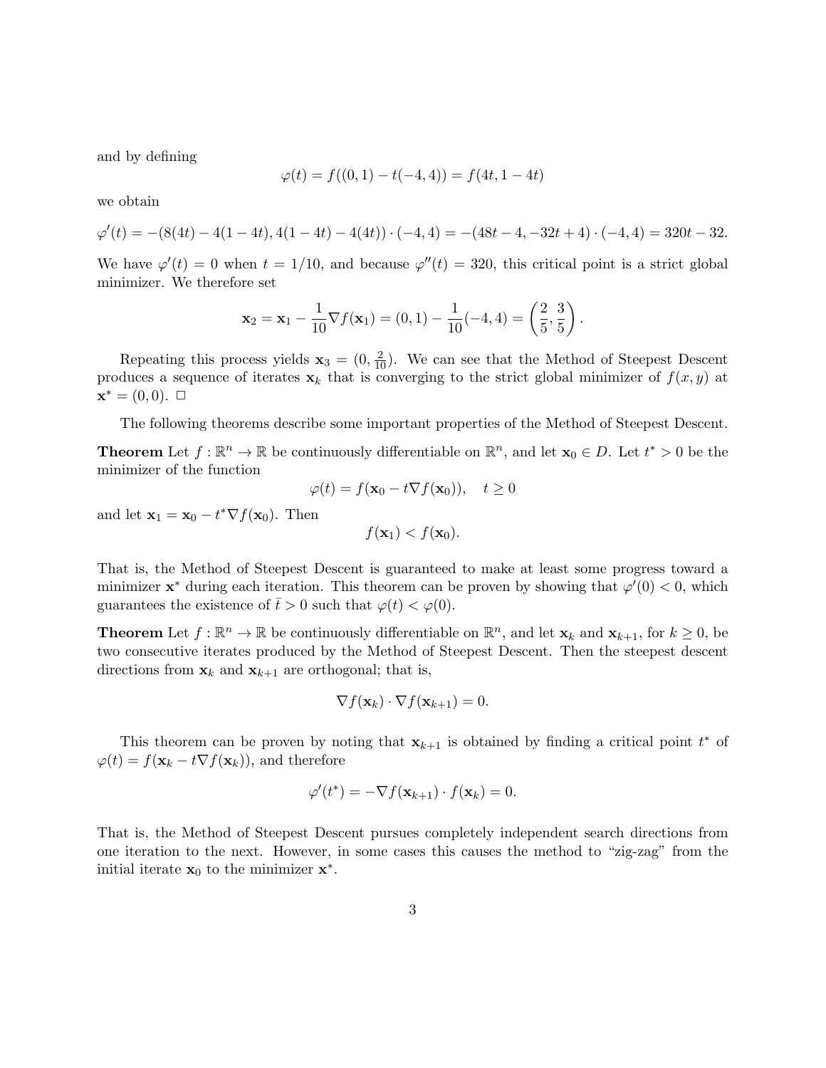and by defining

$$\varphi(t) = f((0,1) - t(-4,4)) = f(4t, 1-4t)$$

we obtain

$$\varphi'(t) = -(8(4t) - 4(1-4t), 4(1-4t) - 4(4t)) \cdot (-4,4) = -(48t-4, -32t+4) \cdot (-4,4) = 320t - 32.$$

We have $\varphi'(t) = 0$ when $t = 1/10$, and because $\varphi''(t) = 320$, this critical point is a strict global minimizer. We therefore set

$$\mathbf{x}_2 = \mathbf{x}_1 - \frac{1}{10}\nabla f(\mathbf{x}_1) = (0,1) - \frac{1}{10}(-4,4) = \left(\frac{2}{5}, \frac{3}{5}\right).$$

Repeating this process yields $\mathbf{x}_3 = (0, \frac{2}{10})$. We can see that the Method of Steepest Descent produces a sequence of iterates $\mathbf{x}_k$ that is converging to the strict global minimizer of $f(x,y)$ at $\mathbf{x}^* = (0,0)$. □

The following theorems describe some important properties of the Method of Steepest Descent.

**Theorem** Let $f : \mathbb{R}^n \to \mathbb{R}$ be continuously differentiable on $\mathbb{R}^n$, and let $\mathbf{x}_0 \in D$. Let $t^* > 0$ be the minimizer of the function

$$\varphi(t) = f(\mathbf{x}_0 - t\nabla f(\mathbf{x}_0)), \quad t \geq 0$$

and let $\mathbf{x}_1 = \mathbf{x}_0 - t^*\nabla f(\mathbf{x}_0)$. Then

$$f(\mathbf{x}_1) < f(\mathbf{x}_0).$$

That is, the Method of Steepest Descent is guaranteed to make at least some progress toward a minimizer $\mathbf{x}^*$ during each iteration. This theorem can be proven by showing that $\varphi'(0) < 0$, which guarantees the existence of $\bar{t} > 0$ such that $\varphi(t) < \varphi(0)$.

**Theorem** Let $f : \mathbb{R}^n \to \mathbb{R}$ be continuously differentiable on $\mathbb{R}^n$, and let $\mathbf{x}_k$ and $\mathbf{x}_{k+1}$, for $k \geq 0$, be two consecutive iterates produced by the Method of Steepest Descent. Then the steepest descent directions from $\mathbf{x}_k$ and $\mathbf{x}_{k+1}$ are orthogonal; that is,

$$\nabla f(\mathbf{x}_k) \cdot \nabla f(\mathbf{x}_{k+1}) = 0.$$

This theorem can be proven by noting that $\mathbf{x}_{k+1}$ is obtained by finding a critical point $t^*$ of $\varphi(t) = f(\mathbf{x}_k - t\nabla f(\mathbf{x}_k))$, and therefore

$$\varphi'(t^*) = -\nabla f(\mathbf{x}_{k+1}) \cdot f(\mathbf{x}_k) = 0.$$

That is, the Method of Steepest Descent pursues completely independent search directions from one iteration to the next. However, in some cases this causes the method to "zig-zag" from the initial iterate $\mathbf{x}_0$ to the minimizer $\mathbf{x}^*$.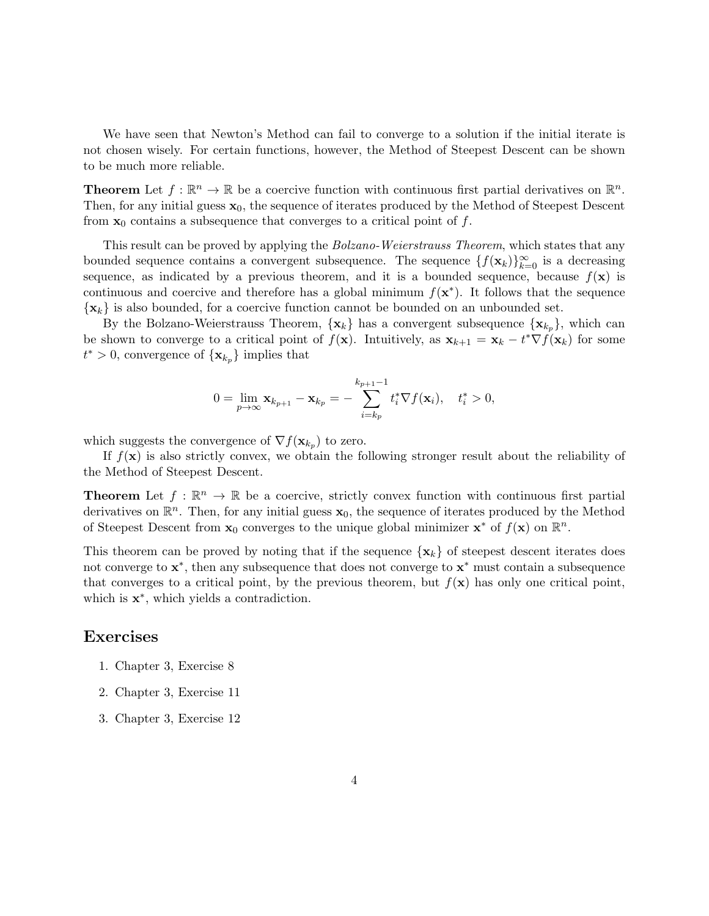We have seen that Newton's Method can fail to converge to a solution if the initial iterate is not chosen wisely. For certain functions, however, the Method of Steepest Descent can be shown to be much more reliable.

**Theorem** Let $f : \mathbb{R}^n \to \mathbb{R}$ be a coercive function with continuous first partial derivatives on $\mathbb{R}^n$. Then, for any initial guess $\mathbf{x}_0$, the sequence of iterates produced by the Method of Steepest Descent from $\mathbf{x}_0$ contains a subsequence that converges to a critical point of $f$.

This result can be proved by applying the *Bolzano-Weierstrauss Theorem*, which states that any bounded sequence contains a convergent subsequence. The sequence $\{f(\mathbf{x}_k)\}_{k=0}^{\infty}$ is a decreasing sequence, as indicated by a previous theorem, and it is a bounded sequence, because $f(\mathbf{x})$ is continuous and coercive and therefore has a global minimum $f(\mathbf{x}^*)$. It follows that the sequence $\{\mathbf{x}_k\}$ is also bounded, for a coercive function cannot be bounded on an unbounded set.

By the Bolzano-Weierstrauss Theorem, $\{\mathbf{x}_k\}$ has a convergent subsequence $\{\mathbf{x}_{k_p}\}$, which can be shown to converge to a critical point of $f(\mathbf{x})$. Intuitively, as $\mathbf{x}_{k+1} = \mathbf{x}_k - t^* \nabla f(\mathbf{x}_k)$ for some $t^* > 0$, convergence of $\{\mathbf{x}_{k_p}\}$ implies that

$$0 = \lim_{p \to \infty} \mathbf{x}_{k_{p+1}} - \mathbf{x}_{k_p} = - \sum_{i=k_p}^{k_{p+1}-1} t_i^* \nabla f(\mathbf{x}_i), \quad t_i^* > 0,$$

which suggests the convergence of $\nabla f(\mathbf{x}_{k_p})$ to zero.

If $f(\mathbf{x})$ is also strictly convex, we obtain the following stronger result about the reliability of the Method of Steepest Descent.

**Theorem** Let $f : \mathbb{R}^n \to \mathbb{R}$ be a coercive, strictly convex function with continuous first partial derivatives on $\mathbb{R}^n$. Then, for any initial guess $\mathbf{x}_0$, the sequence of iterates produced by the Method of Steepest Descent from $\mathbf{x}_0$ converges to the unique global minimizer $\mathbf{x}^*$ of $f(\mathbf{x})$ on $\mathbb{R}^n$.

This theorem can be proved by noting that if the sequence $\{\mathbf{x}_k\}$ of steepest descent iterates does not converge to $\mathbf{x}^*$, then any subsequence that does not converge to $\mathbf{x}^*$ must contain a subsequence that converges to a critical point, by the previous theorem, but $f(\mathbf{x})$ has only one critical point, which is $\mathbf{x}^*$, which yields a contradiction.

## Exercises

1. Chapter 3, Exercise 8
2. Chapter 3, Exercise 11
3. Chapter 3, Exercise 12